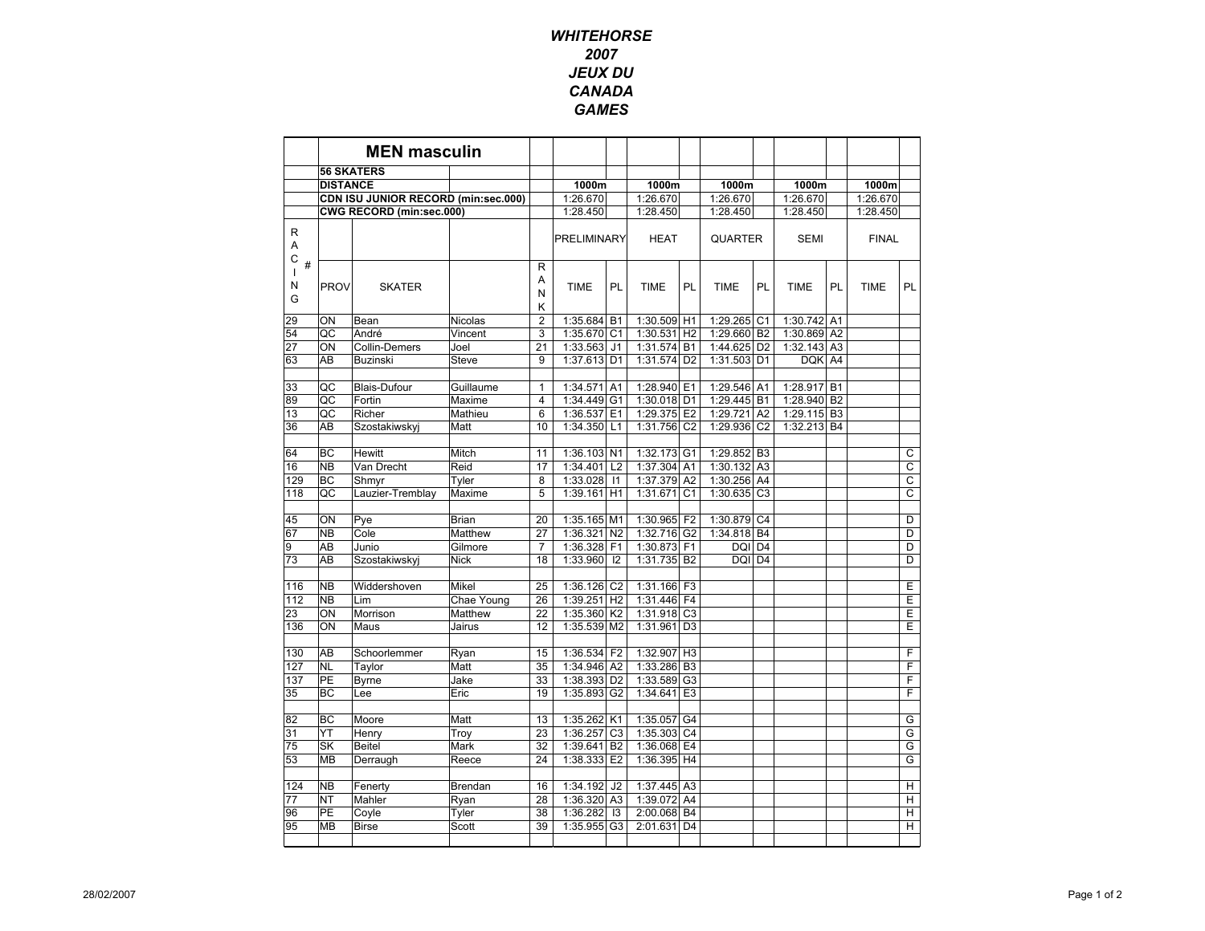# WHITEHORSE 2007 JEUX DU CANADA GAMES

| RACING # | PROV | SKATER | | RANK | PRELIMINARY TIME | PL | HEAT TIME | PL | QUARTER TIME | PL | SEMI TIME | PL | FINAL TIME | PL |
|---|---|---|---|---|---|---|---|---|---|---|---|---|---|---|
| | **MEN masculin** | | | | | | | | | | | | | |
| | **56 SKATERS** | | | | | | | | | | | | | |
| | **DISTANCE** | | | | **1000m** | | **1000m** | | **1000m** | | **1000m** | | **1000m** | |
| | **CDN ISU JUNIOR RECORD (min:sec.000)** | | | | 1:26.670 | | 1:26.670 | | 1:26.670 | | 1:26.670 | | 1:26.670 | |
| | **CWG RECORD (min:sec.000)** | | | | 1:28.450 | | 1:28.450 | | 1:28.450 | | 1:28.450 | | 1:28.450 | |
| 29 | ON | Bean | Nicolas | 2 | 1:35.684 | B1 | 1:30.509 | H1 | 1:29.265 | C1 | 1:30.742 | A1 | | |
| 54 | QC | André | Vincent | 3 | 1:35.670 | C1 | 1:30.531 | H2 | 1:29.660 | B2 | 1:30.869 | A2 | | |
| 27 | ON | Collin-Demers | Joel | 21 | 1:33.563 | J1 | 1:31.574 | B1 | 1:44.625 | D2 | 1:32.143 | A3 | | |
| 63 | AB | Buzinski | Steve | 9 | 1:37.613 | D1 | 1:31.574 | D2 | 1:31.503 | D1 | DQK | A4 | | |
| | | | | | | | | | | | | | | |
| 33 | QC | Blais-Dufour | Guillaume | 1 | 1:34.571 | A1 | 1:28.940 | E1 | 1:29.546 | A1 | 1:28.917 | B1 | | |
| 89 | QC | Fortin | Maxime | 4 | 1:34.449 | G1 | 1:30.018 | D1 | 1:29.445 | B1 | 1:28.940 | B2 | | |
| 13 | QC | Richer | Mathieu | 6 | 1:36.537 | E1 | 1:29.375 | E2 | 1:29.721 | A2 | 1:29.115 | B3 | | |
| 36 | AB | Szostakiwskyj | Matt | 10 | 1:34.350 | L1 | 1:31.756 | C2 | 1:29.936 | C2 | 1:32.213 | B4 | | |
| | | | | | | | | | | | | | | |
| 64 | BC | Hewitt | Mitch | 11 | 1:36.103 | N1 | 1:32.173 | G1 | 1:29.852 | B3 | | | | C |
| 16 | NB | Van Drecht | Reid | 17 | 1:34.401 | L2 | 1:37.304 | A1 | 1:30.132 | A3 | | | | C |
| 129 | BC | Shmyr | Tyler | 8 | 1:33.028 | I1 | 1:37.379 | A2 | 1:30.256 | A4 | | | | C |
| 118 | QC | Lauzier-Tremblay | Maxime | 5 | 1:39.161 | H1 | 1:31.671 | C1 | 1:30.635 | C3 | | | | C |
| | | | | | | | | | | | | | | |
| 45 | ON | Pye | Brian | 20 | 1:35.165 | M1 | 1:30.965 | F2 | 1:30.879 | C4 | | | | D |
| 67 | NB | Cole | Matthew | 27 | 1:36.321 | N2 | 1:32.716 | G2 | 1:34.818 | B4 | | | | D |
| 9 | AB | Junio | Gilmore | 7 | 1:36.328 | F1 | 1:30.873 | F1 | DQI | D4 | | | | D |
| 73 | AB | Szostakiwskyj | Nick | 18 | 1:33.960 | I2 | 1:31.735 | B2 | DQI | D4 | | | | D |
| | | | | | | | | | | | | | | |
| 116 | NB | Widdershoven | Mikel | 25 | 1:36.126 | C2 | 1:31.166 | F3 | | | | | | E |
| 112 | NB | Lim | Chae Young | 26 | 1:39.251 | H2 | 1:31.446 | F4 | | | | | | E |
| 23 | ON | Morrison | Matthew | 22 | 1:35.360 | K2 | 1:31.918 | C3 | | | | | | E |
| 136 | ON | Maus | Jairus | 12 | 1:35.539 | M2 | 1:31.961 | D3 | | | | | | E |
| | | | | | | | | | | | | | | |
| 130 | AB | Schoorlemmer | Ryan | 15 | 1:36.534 | F2 | 1:32.907 | H3 | | | | | | F |
| 127 | NL | Taylor | Matt | 35 | 1:34.946 | A2 | 1:33.286 | B3 | | | | | | F |
| 137 | PE | Byrne | Jake | 33 | 1:38.393 | D2 | 1:33.589 | G3 | | | | | | F |
| 35 | BC | Lee | Eric | 19 | 1:35.893 | G2 | 1:34.641 | E3 | | | | | | F |
| | | | | | | | | | | | | | | |
| 82 | BC | Moore | Matt | 13 | 1:35.262 | K1 | 1:35.057 | G4 | | | | | | G |
| 31 | YT | Henry | Troy | 23 | 1:36.257 | C3 | 1:35.303 | C4 | | | | | | G |
| 75 | SK | Beitel | Mark | 32 | 1:39.641 | B2 | 1:36.068 | E4 | | | | | | G |
| 53 | MB | Derraugh | Reece | 24 | 1:38.333 | E2 | 1:36.395 | H4 | | | | | | G |
| | | | | | | | | | | | | | | |
| 124 | NB | Fenerty | Brendan | 16 | 1:34.192 | J2 | 1:37.445 | A3 | | | | | | H |
| 77 | NT | Mahler | Ryan | 28 | 1:36.320 | A3 | 1:39.072 | A4 | | | | | | H |
| 96 | PE | Coyle | Tyler | 38 | 1:36.282 | I3 | 2:00.068 | B4 | | | | | | H |
| 95 | MB | Birse | Scott | 39 | 1:35.955 | G3 | 2:01.631 | D4 | | | | | | H |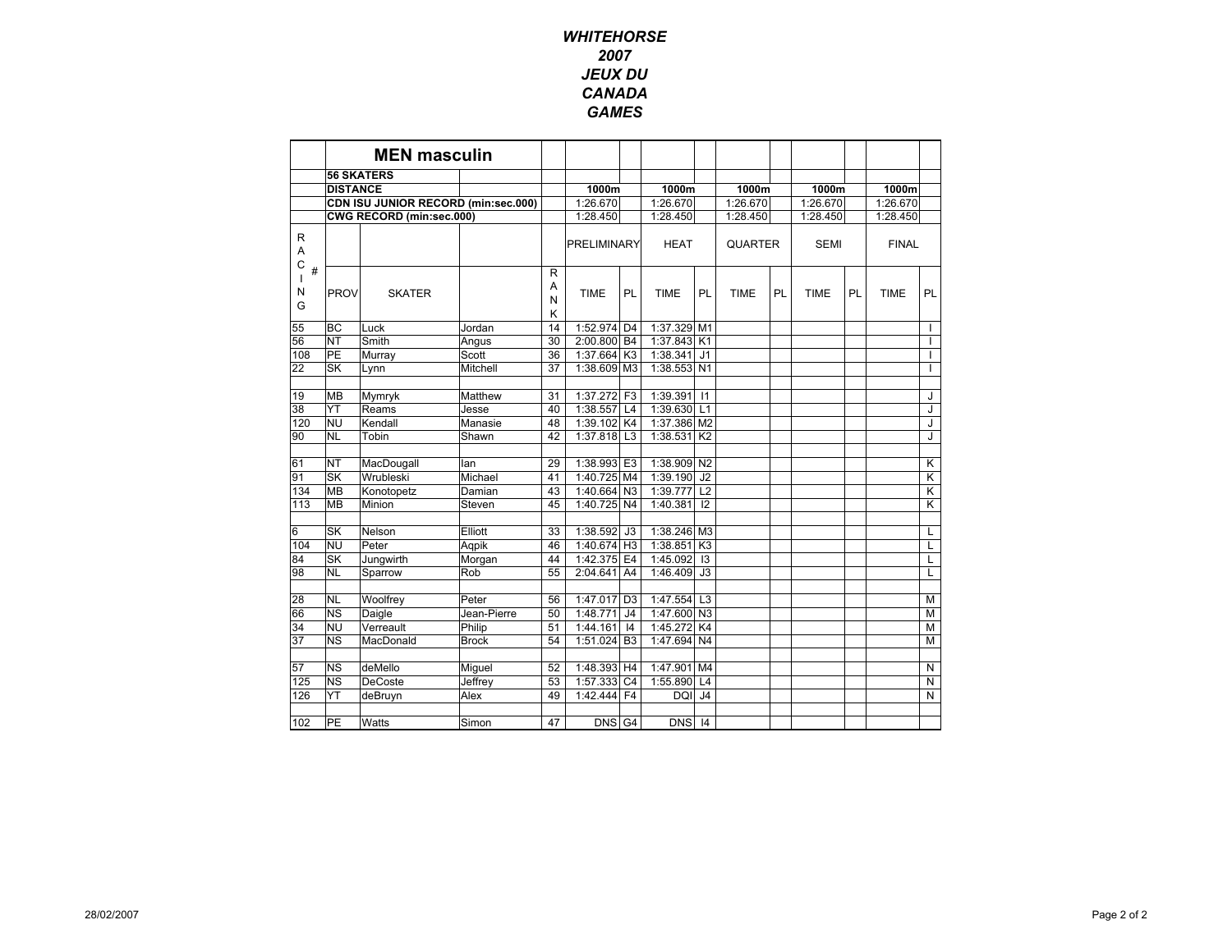# WHITEHORSE 2007 JEUX DU CANADA GAMES

| | | | | | | | | | | | | | | | |
|---|---|---|---|---|---|---|---|---|---|---|---|---|---|---|---|
| | **MEN masculin** | | | | | | | | | | | | | | |
| | **56 SKATERS** | | | | | | | | | | | | | | |
| | **DISTANCE** | | | | **1000m** | | **1000m** | | **1000m** | | **1000m** | | **1000m** | | |
| | **CDN ISU JUNIOR RECORD (min:sec.000)** | | | | 1:26.670 | | 1:26.670 | | 1:26.670 | | 1:26.670 | | 1:26.670 | | |
| | **CWG RECORD (min:sec.000)** | | | | 1:28.450 | | 1:28.450 | | 1:28.450 | | 1:28.450 | | 1:28.450 | | |
| RACING # | | | | | PRELIMINARY | | HEAT | | QUARTER | | SEMI | | FINAL | | |
| | PROV | SKATER | | RANK | TIME | PL | TIME | PL | TIME | PL | TIME | PL | TIME | PL | |
| 55 | BC | Luck | Jordan | 14 | 1:52.974 | D4 | 1:37.329 | M1 | | | | | | I | |
| 56 | NT | Smith | Angus | 30 | 2:00.800 | B4 | 1:37.843 | K1 | | | | | | I | |
| 108 | PE | Murray | Scott | 36 | 1:37.664 | K3 | 1:38.341 | J1 | | | | | | I | |
| 22 | SK | Lynn | Mitchell | 37 | 1:38.609 | M3 | 1:38.553 | N1 | | | | | | I | |
| | | | | | | | | | | | | | | | |
| 19 | MB | Mymryk | Matthew | 31 | 1:37.272 | F3 | 1:39.391 | I1 | | | | | | J | |
| 38 | YT | Reams | Jesse | 40 | 1:38.557 | L4 | 1:39.630 | L1 | | | | | | J | |
| 120 | NU | Kendall | Manasie | 48 | 1:39.102 | K4 | 1:37.386 | M2 | | | | | | J | |
| 90 | NL | Tobin | Shawn | 42 | 1:37.818 | L3 | 1:38.531 | K2 | | | | | | J | |
| | | | | | | | | | | | | | | | |
| 61 | NT | MacDougall | Ian | 29 | 1:38.993 | E3 | 1:38.909 | N2 | | | | | | K | |
| 91 | SK | Wrubleski | Michael | 41 | 1:40.725 | M4 | 1:39.190 | J2 | | | | | | K | |
| 134 | MB | Konotopetz | Damian | 43 | 1:40.664 | N3 | 1:39.777 | L2 | | | | | | K | |
| 113 | MB | Minion | Steven | 45 | 1:40.725 | N4 | 1:40.381 | I2 | | | | | | K | |
| | | | | | | | | | | | | | | | |
| 6 | SK | Nelson | Elliott | 33 | 1:38.592 | J3 | 1:38.246 | M3 | | | | | | L | |
| 104 | NU | Peter | Aqpik | 46 | 1:40.674 | H3 | 1:38.851 | K3 | | | | | | L | |
| 84 | SK | Jungwirth | Morgan | 44 | 1:42.375 | E4 | 1:45.092 | I3 | | | | | | L | |
| 98 | NL | Sparrow | Rob | 55 | 2:04.641 | A4 | 1:46.409 | J3 | | | | | | L | |
| | | | | | | | | | | | | | | | |
| 28 | NL | Woolfrey | Peter | 56 | 1:47.017 | D3 | 1:47.554 | L3 | | | | | | M | |
| 66 | NS | Daigle | Jean-Pierre | 50 | 1:48.771 | J4 | 1:47.600 | N3 | | | | | | M | |
| 34 | NU | Verreault | Philip | 51 | 1:44.161 | I4 | 1:45.272 | K4 | | | | | | M | |
| 37 | NS | MacDonald | Brock | 54 | 1:51.024 | B3 | 1:47.694 | N4 | | | | | | M | |
| | | | | | | | | | | | | | | | |
| 57 | NS | deMello | Miguel | 52 | 1:48.393 | H4 | 1:47.901 | M4 | | | | | | N | |
| 125 | NS | DeCoste | Jeffrey | 53 | 1:57.333 | C4 | 1:55.890 | L4 | | | | | | N | |
| 126 | YT | deBruyn | Alex | 49 | 1:42.444 | F4 | DQI | J4 | | | | | | N | |
| | | | | | | | | | | | | | | | |
| 102 | PE | Watts | Simon | 47 | DNS | G4 | DNS | I4 | | | | | | | |

28/02/2007